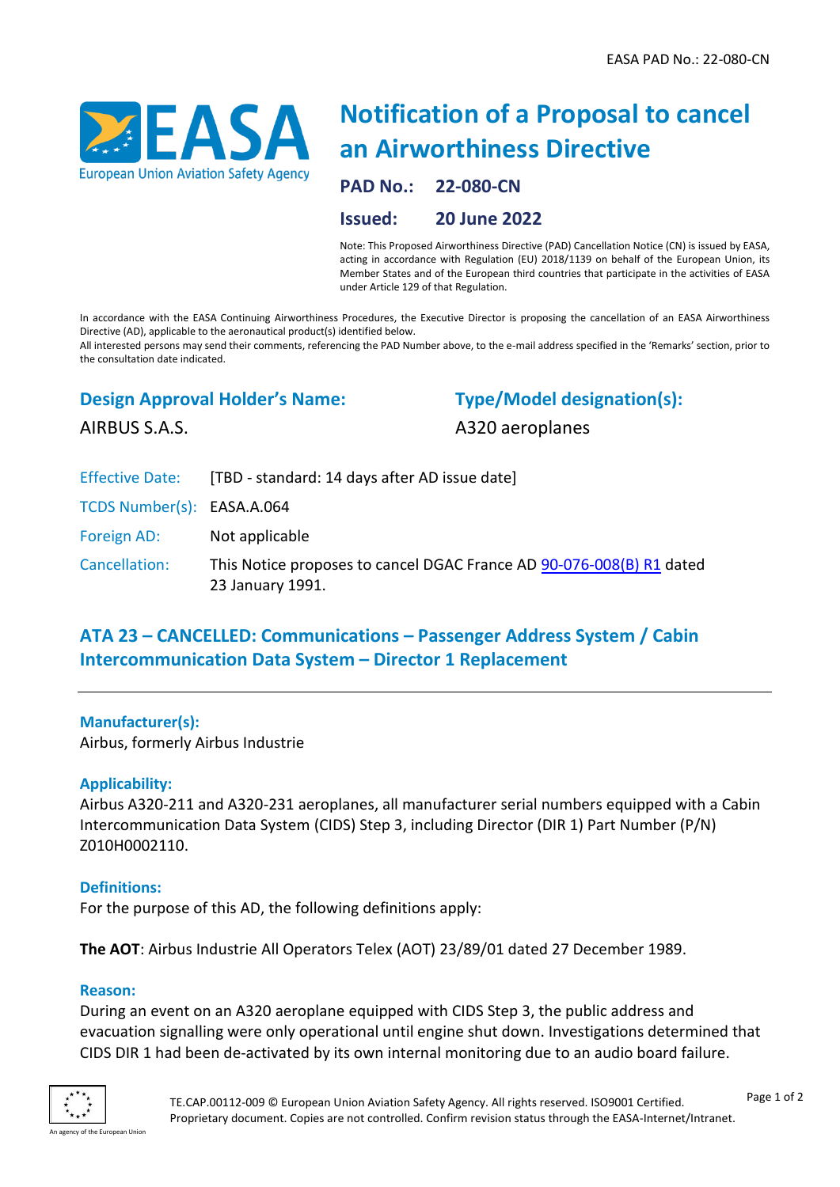# Notification of a Proposal to cancel an Airworthiness Directive

**PAD No.:** 22-080-CN

**Issued:** 20 June 2022

Note: This Proposed Airworthiness Directive (PAD) Cancellation Notice (CN) is issued by EASA, acting in accordance with Regulation (EU) 2018/1139 on behalf of the European Union, its Member States and of the European third countries that participate in the activities of EASA under Article 129 of that Regulation.

In accordance with the EASA Continuing Airworthiness Procedures, the Executive Director is proposing the cancellation of an EASA Airworthiness Directive (AD), applicable to the aeronautical product(s) identified below.
All interested persons may send their comments, referencing the PAD Number above, to the e-mail address specified in the 'Remarks' section, prior to the consultation date indicated.

## Design Approval Holder's Name:

AIRBUS S.A.S.

## Type/Model designation(s):

A320 aeroplanes

**Effective Date:** [TBD - standard: 14 days after AD issue date]

**TCDS Number(s):** EASA.A.064

**Foreign AD:** Not applicable

**Cancellation:** This Notice proposes to cancel DGAC France AD 90-076-008(B) R1 dated 23 January 1991.

## ATA 23 – CANCELLED: Communications – Passenger Address System / Cabin Intercommunication Data System – Director 1 Replacement

### Manufacturer(s):

Airbus, formerly Airbus Industrie

### Applicability:

Airbus A320-211 and A320-231 aeroplanes, all manufacturer serial numbers equipped with a Cabin Intercommunication Data System (CIDS) Step 3, including Director (DIR 1) Part Number (P/N) Z010H0002110.

### Definitions:

For the purpose of this AD, the following definitions apply:

**The AOT**: Airbus Industrie All Operators Telex (AOT) 23/89/01 dated 27 December 1989.

### Reason:

During an event on an A320 aeroplane equipped with CIDS Step 3, the public address and evacuation signalling were only operational until engine shut down. Investigations determined that CIDS DIR 1 had been de-activated by its own internal monitoring due to an audio board failure.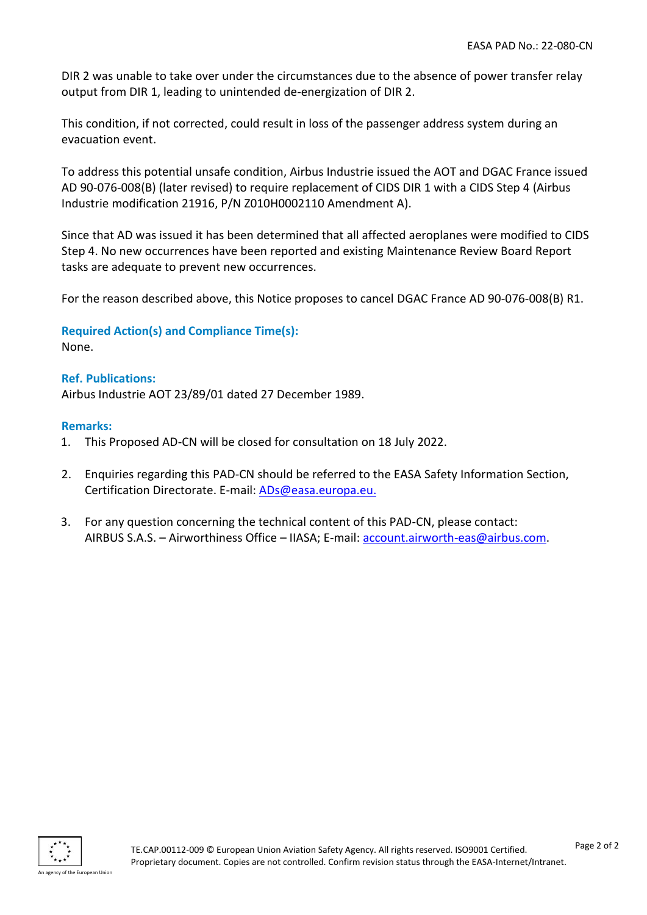DIR 2 was unable to take over under the circumstances due to the absence of power transfer relay output from DIR 1, leading to unintended de-energization of DIR 2.

This condition, if not corrected, could result in loss of the passenger address system during an evacuation event.

To address this potential unsafe condition, Airbus Industrie issued the AOT and DGAC France issued AD 90-076-008(B) (later revised) to require replacement of CIDS DIR 1 with a CIDS Step 4 (Airbus Industrie modification 21916, P/N Z010H0002110 Amendment A).

Since that AD was issued it has been determined that all affected aeroplanes were modified to CIDS Step 4. No new occurrences have been reported and existing Maintenance Review Board Report tasks are adequate to prevent new occurrences.

For the reason described above, this Notice proposes to cancel DGAC France AD 90-076-008(B) R1.

**Required Action(s) and Compliance Time(s):**
None.

**Ref. Publications:**
Airbus Industrie AOT 23/89/01 dated 27 December 1989.

**Remarks:**

1. This Proposed AD-CN will be closed for consultation on 18 July 2022.

2. Enquiries regarding this PAD-CN should be referred to the EASA Safety Information Section, Certification Directorate. E-mail: ADs@easa.europa.eu.

3. For any question concerning the technical content of this PAD-CN, please contact: AIRBUS S.A.S. – Airworthiness Office – IIASA; E-mail: account.airworth-eas@airbus.com.